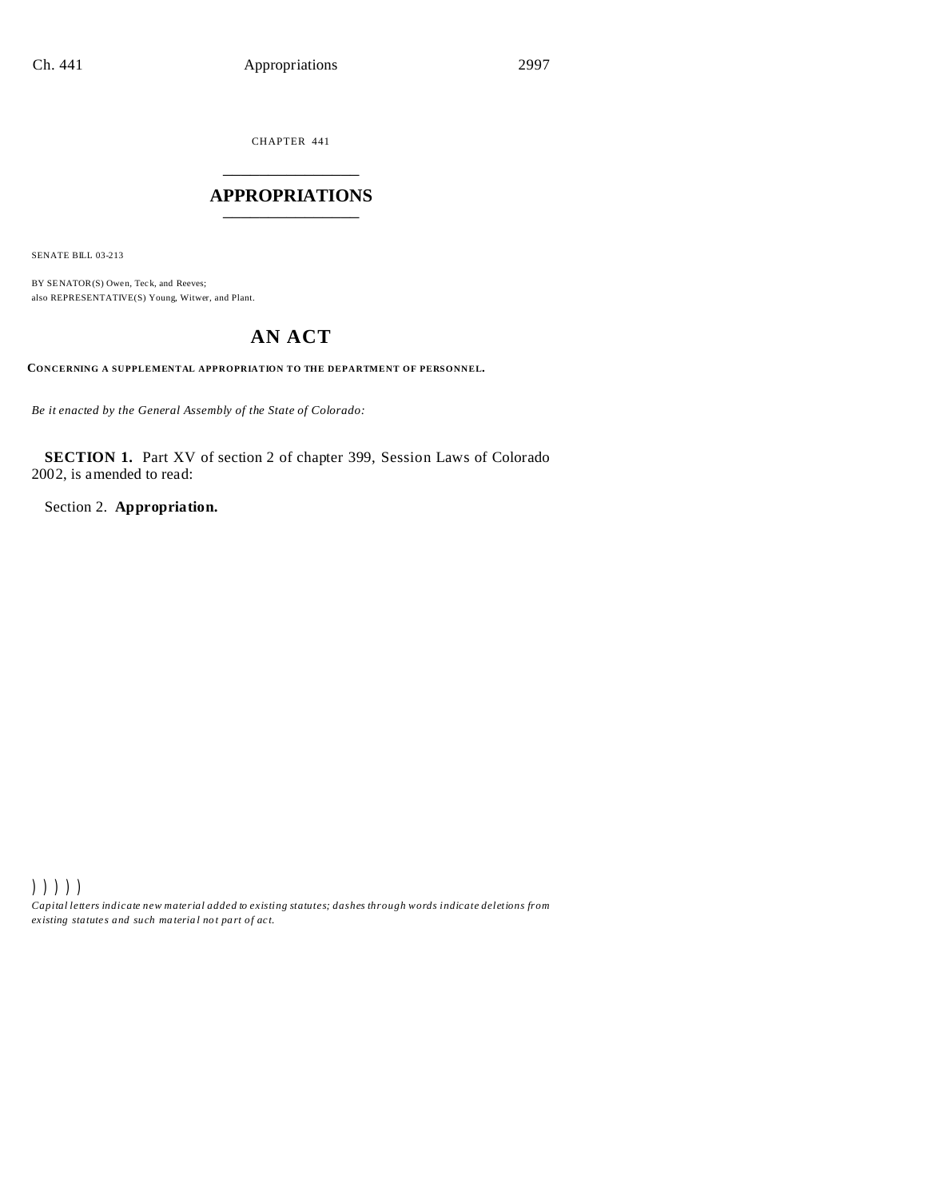CHAPTER 441

# APPROPRIATIONS

SENATE BILL 03-213

BY SENATOR(S) Owen, Teck, and Reeves;
also REPRESENTATIVE(S) Young, Witwer, and Plant.

## AN ACT

**CONCERNING A SUPPLEMENTAL APPROPRIATION TO THE DEPARTMENT OF PERSONNEL.**

*Be it enacted by the General Assembly of the State of Colorado:*

**SECTION 1.** Part XV of section 2 of chapter 399, Session Laws of Colorado 2002, is amended to read:

Section 2. **Appropriation.**

))))) 
*Capital letters indicate new material added to existing statutes; dashes through words indicate deletions from existing statutes and such material not part of act.*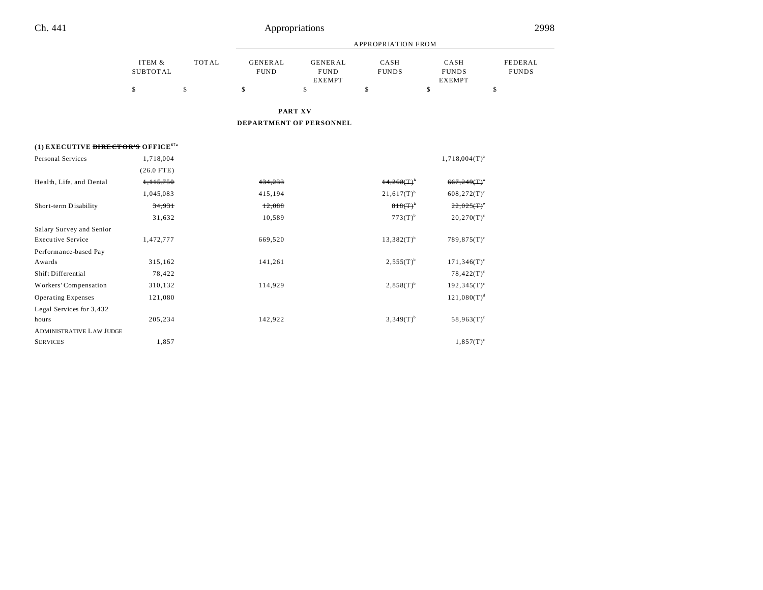## PART XV

## DEPARTMENT OF PERSONNEL

| | ITEM & SUBTOTAL | TOTAL | GENERAL FUND | GENERAL FUND EXEMPT | CASH FUNDS | CASH FUNDS EXEMPT | FEDERAL FUNDS |
|---|---|---|---|---|---|---|---|
| | $ | $ | $ | $ | $ | $ | $ |
| **(1) EXECUTIVE ~~DIRECTOR'S~~ OFFICE**[67a] | | | | | | | |
| Personal Services | 1,718,004 | | | | | 1,718,004(T)[a] | |
| | (26.0 FTE) | | | | | | |
| Health, Life, and Dental | ~~1,115,750~~ | | ~~434,233~~ | | ~~14,268(T)~~[b] | ~~667,249(T)~~[c] | |
| | 1,045,083 | | 415,194 | | 21,617(T)[b] | 608,272(T)[c] | |
| Short-term Disability | ~~34,931~~ | | ~~12,088~~ | | ~~818(T)~~[b] | ~~22,025(T)~~[c] | |
| | 31,632 | | 10,589 | | 773(T)[b] | 20,270(T)[c] | |
| Salary Survey and Senior Executive Service | 1,472,777 | | 669,520 | | 13,382(T)[b] | 789,875(T)[c] | |
| Performance-based Pay Awards | 315,162 | | 141,261 | | 2,555(T)[b] | 171,346(T)[c] | |
| Shift Differential | 78,422 | | | | | 78,422(T)[c] | |
| Workers' Compensation | 310,132 | | 114,929 | | 2,858(T)[b] | 192,345(T)[c] | |
| Operating Expenses | 121,080 | | | | | 121,080(T)[d] | |
| Legal Services for 3,432 hours | 205,234 | | 142,922 | | 3,349(T)[b] | 58,963(T)[c] | |
| ADMINISTRATIVE LAW JUDGE SERVICES | 1,857 | | | | | 1,857(T)[c] | |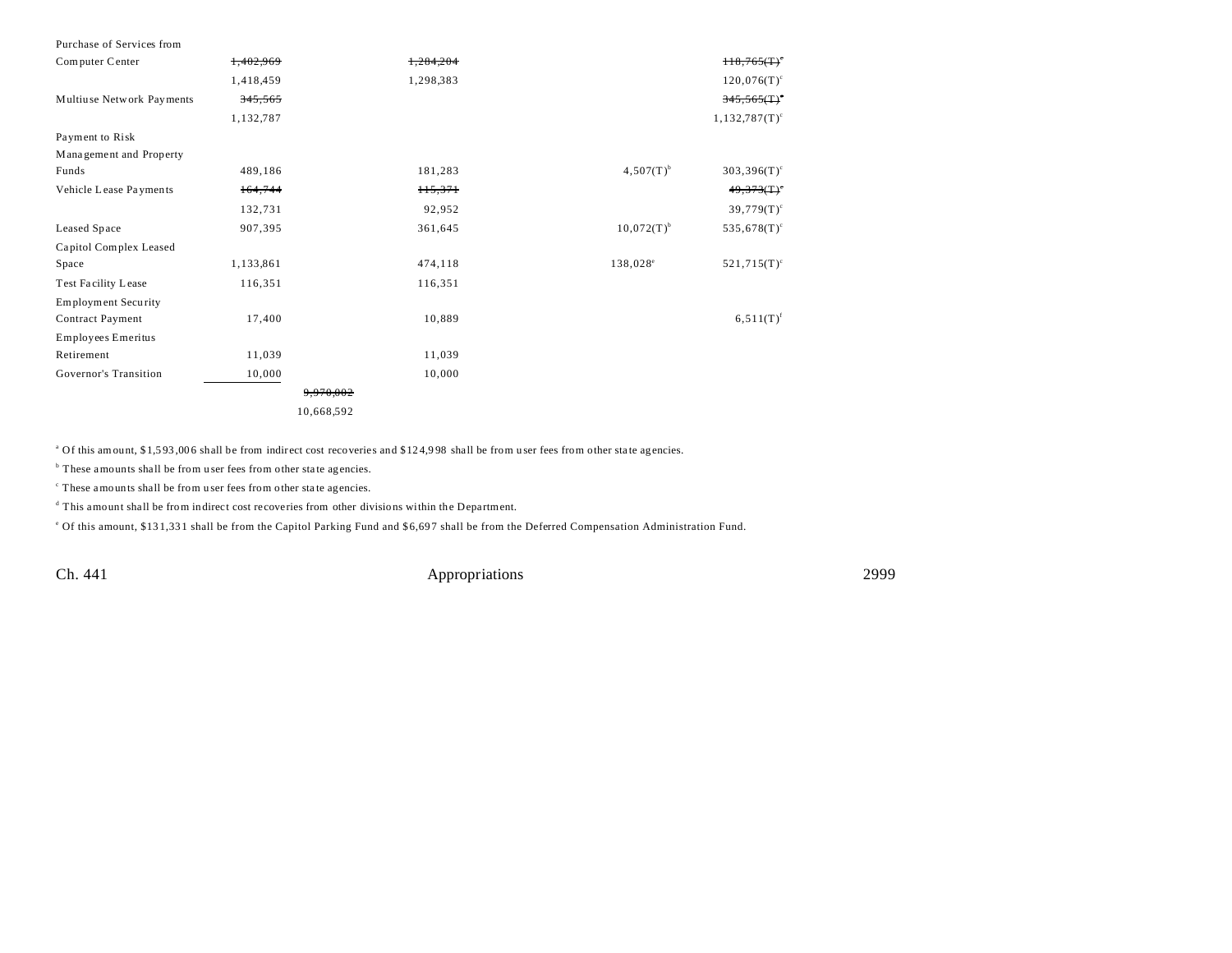| | | | | | |
|---|---|---|---|---|---|
| Purchase of Services from Computer Center | ~~1,402,969~~ | | ~~1,284,204~~ | | ~~118,765(T)[c]~~ |
| | 1,418,459 | | 1,298,383 | | 120,076(T)[c] |
| Multiuse Network Payments | ~~345,565~~ | | | | ~~345,565(T)[c]~~ |
| | 1,132,787 | | | | 1,132,787(T)[c] |
| Payment to Risk Management and Property Funds | 489,186 | | 181,283 | 4,507(T)[b] | 303,396(T)[c] |
| Vehicle Lease Payments | ~~164,744~~ | | ~~115,371~~ | | ~~49,373(T)[c]~~ |
| | 132,731 | | 92,952 | | 39,779(T)[c] |
| Leased Space | 907,395 | | 361,645 | 10,072(T)[b] | 535,678(T)[c] |
| Capitol Complex Leased Space | 1,133,861 | | 474,118 | 138,028[e] | 521,715(T)[c] |
| Test Facility Lease | 116,351 | | 116,351 | | |
| Employment Security Contract Payment | 17,400 | | 10,889 | | 6,511(T)[f] |
| Employees Emeritus Retirement | 11,039 | | 11,039 | | |
| Governor's Transition | 10,000 | | 10,000 | | |
| | | ~~9,970,002~~ | | | |
| | | 10,668,592 | | | |

[a] Of this amount, $1,593,006 shall be from indirect cost recoveries and $124,998 shall be from user fees from other state agencies.

[b] These amounts shall be from user fees from other state agencies.

[c] These amounts shall be from user fees from other state agencies.

[d] This amount shall be from indirect cost recoveries from other divisions within the Department.

[e] Of this amount, $131,331 shall be from the Capitol Parking Fund and $6,697 shall be from the Deferred Compensation Administration Fund.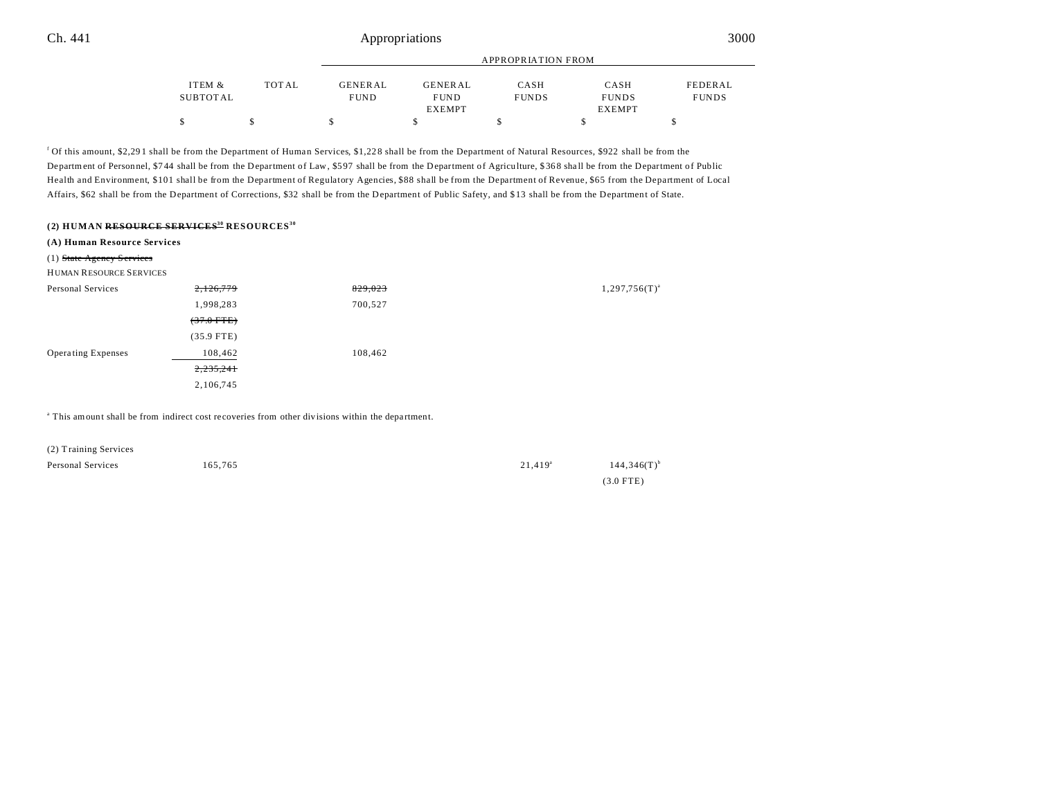| | ITEM & SUBTOTAL | TOTAL | GENERAL FUND | GENERAL FUND EXEMPT | CASH FUNDS | CASH FUNDS EXEMPT | FEDERAL FUNDS |
|---|---|---|---|---|---|---|---|
| | $ | $ | $ | $ | $ | $ | $ |

[f] Of this amount, $2,291 shall be from the Department of Human Services, $1,228 shall be from the Department of Natural Resources, $922 shall be from the Department of Personnel, $744 shall be from the Department of Law, $597 shall be from the Department of Agriculture, $368 shall be from the Department of Public Health and Environment, $101 shall be from the Department of Regulatory Agencies, $88 shall be from the Department of Revenue, $65 from the Department of Local Affairs, $62 shall be from the Department of Corrections, $32 shall be from the Department of Public Safety, and $13 shall be from the Department of State.

**(2) HUMAN ~~RESOURCE SERVICES~~[30] RESOURCES[30]**

**(A) Human Resource Services**

(1) ~~State Agency Services~~

HUMAN RESOURCE SERVICES

| | ITEM & SUBTOTAL | TOTAL | GENERAL FUND | GENERAL FUND EXEMPT | CASH FUNDS | CASH FUNDS EXEMPT | FEDERAL FUNDS |
|---|---|---|---|---|---|---|---|
| Personal Services | ~~2,126,779~~ | | ~~829,023~~ | | | 1,297,756(T)[a] | |
| | 1,998,283 | | 700,527 | | | | |
| | ~~(37.0 FTE)~~ | | | | | | |
| | (35.9 FTE) | | | | | | |
| Operating Expenses | 108,462 | | 108,462 | | | | |
| | ~~2,235,241~~ | | | | | | |
| | 2,106,745 | | | | | | |

[a] This amount shall be from indirect cost recoveries from other divisions within the department.

(2) Training Services

| | ITEM & SUBTOTAL | TOTAL | GENERAL FUND | GENERAL FUND EXEMPT | CASH FUNDS | CASH FUNDS EXEMPT | FEDERAL FUNDS |
|---|---|---|---|---|---|---|---|
| Personal Services | 165,765 | | | | 21,419[a] | 144,346(T)[b] | |
| | | | | | | (3.0 FTE) | |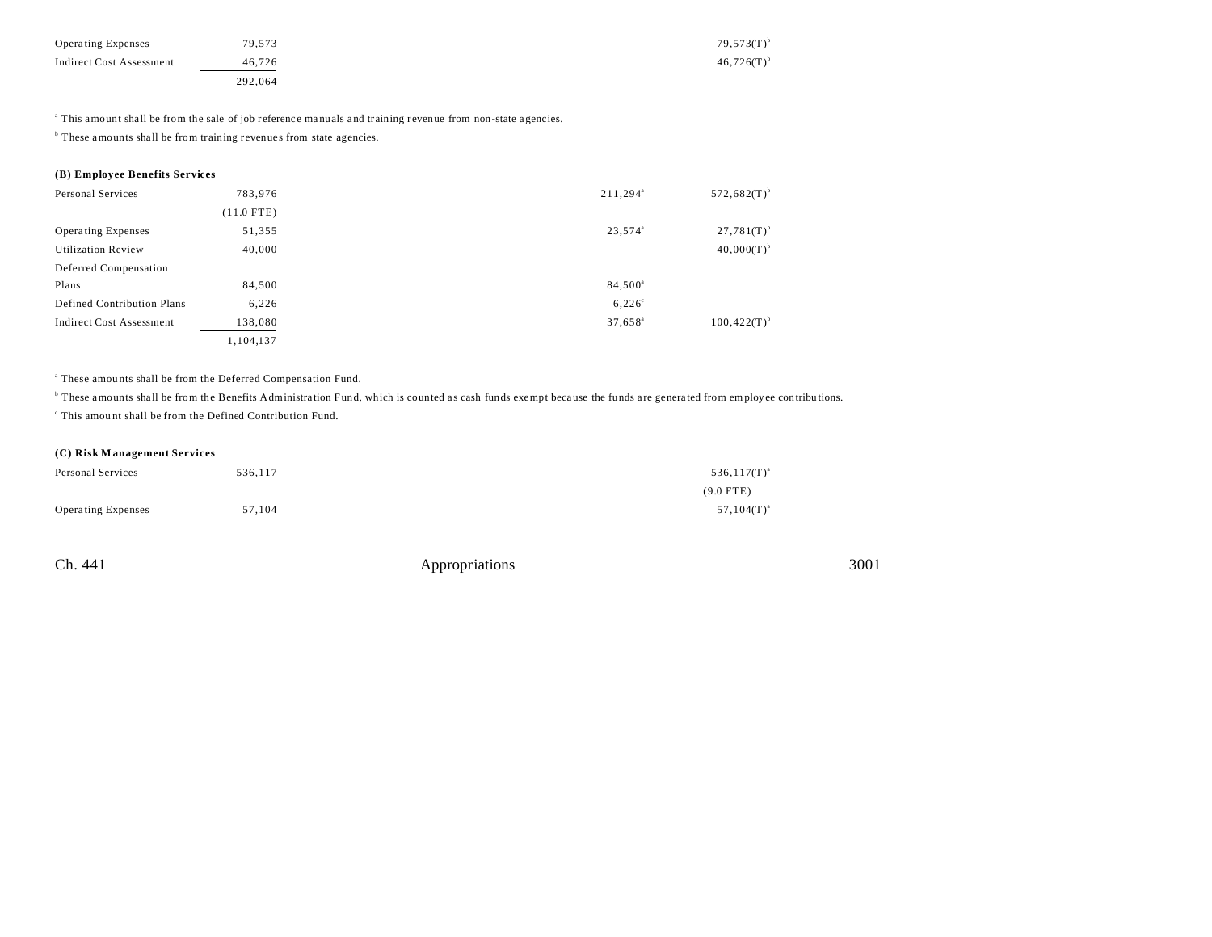| | | | | |
|---|---|---|---|---|
| Operating Expenses | 79,573 | | | 79,573(T)[b] |
| Indirect Cost Assessment | 46,726 | | | 46,726(T)[b] |
| | 292,064 | | | |

[a] This amount shall be from the sale of job reference manuals and training revenue from non-state agencies.

[b] These amounts shall be from training revenues from state agencies.

**(B) Employee Benefits Services**

| | | | | |
|---|---|---|---|---|
| Personal Services | 783,976 | | 211,294[a] | 572,682(T)[b] |
| | (11.0 FTE) | | | |
| Operating Expenses | 51,355 | | 23,574[a] | 27,781(T)[b] |
| Utilization Review | 40,000 | | | 40,000(T)[b] |
| Deferred Compensation Plans | 84,500 | | 84,500[a] | |
| Defined Contribution Plans | 6,226 | | 6,226[c] | |
| Indirect Cost Assessment | 138,080 | | 37,658[a] | 100,422(T)[b] |
| | 1,104,137 | | | |

[a] These amounts shall be from the Deferred Compensation Fund.

[b] These amounts shall be from the Benefits Administration Fund, which is counted as cash funds exempt because the funds are generated from employee contributions.

[c] This amount shall be from the Defined Contribution Fund.

**(C) Risk Management Services**

| | | | | |
|---|---|---|---|---|
| Personal Services | 536,117 | | | 536,117(T)[a] |
| | | | | (9.0 FTE) |
| Operating Expenses | 57,104 | | | 57,104(T)[a] |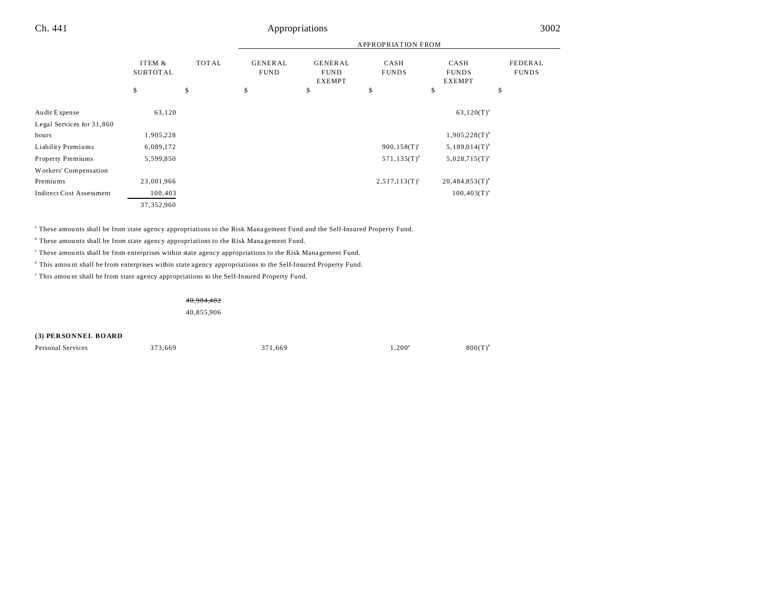| | ITEM & SUBTOTAL | TOTAL | APPROPRIATION FROM GENERAL FUND | GENERAL FUND EXEMPT | CASH FUNDS | CASH FUNDS EXEMPT | FEDERAL FUNDS |
|---|---|---|---|---|---|---|---|
| | $ | $ | $ | $ | $ | $ | $ |
| Audit Expense | 63,120 | | | | | 63,120(T)[a] | |
| Legal Services for 31,860 hours | 1,905,228 | | | | | 1,905,228(T)[b] | |
| Liability Premiums | 6,089,172 | | | | 900,158(T)[c] | 5,189,014(T)[b] | |
| Property Premiums | 5,599,850 | | | | 571,135(T)[d] | 5,028,715(T)[e] | |
| Workers' Compensation Premiums | 23,001,966 | | | | 2,517,113(T)[c] | 20,484,853(T)[b] | |
| Indirect Cost Assessment | 100,403 | | | | | 100,403(T)[a] | |
| | 37,352,960 | | | | | | |

[a] These amounts shall be from state agency appropriations to the Risk Management Fund and the Self-Insured Property Fund.

[b] These amounts shall be from state agency appropriations to the Risk Management Fund.

[c] These amounts shall be from enterprises within state agency appropriations to the Risk Management Fund.

[d] This amount shall be from enterprises within state agency appropriations to the Self-Insured Property Fund.

[e] This amount shall be from state agency appropriations to the Self-Insured Property Fund.

| | ITEM & SUBTOTAL | TOTAL | GENERAL FUND | GENERAL FUND EXEMPT | CASH FUNDS | CASH FUNDS EXEMPT | FEDERAL FUNDS |
|---|---|---|---|---|---|---|---|
| | | ~~40,984,402~~ | | | | | |
| | | 40,855,906 | | | | | |
| **(3) PERSONNEL BOARD** | | | | | | | |
| Personal Services | 373,669 | | 371,669 | | 1,200[a] | 800(T)[b] | |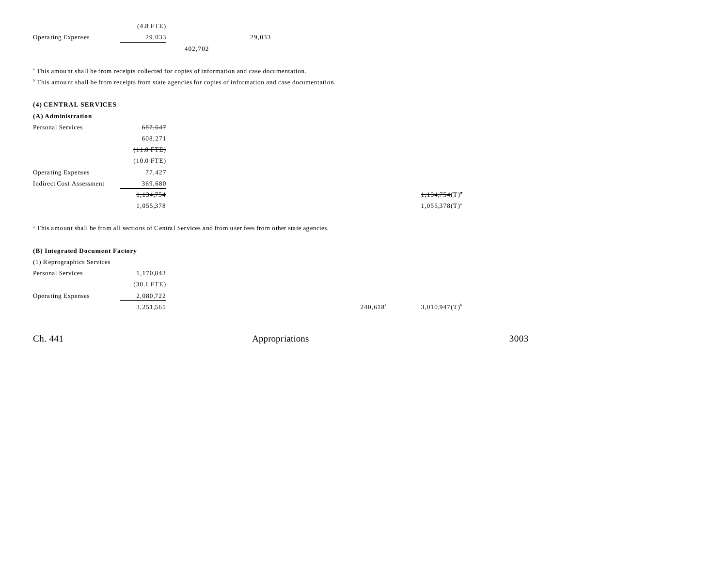| | | | | | |
|---|---|---|---|---|---|
| | (4.8 FTE) | | | | |
| Operating Expenses | 29,033 | | 29,033 | | |
| | | 402,702 | | | |

[a] This amount shall be from receipts collected for copies of information and case documentation.

[b] This amount shall be from receipts from state agencies for copies of information and case documentation.

**(4) CENTRAL SERVICES**

**(A) Administration**

| | | | |
|---|---|---|---|
| Personal Services | ~~687,647~~ | | |
| | 608,271 | | |
| | ~~(11.0 FTE)~~ | | |
| | (10.0 FTE) | | |
| Operating Expenses | 77,427 | | |
| Indirect Cost Assessment | 369,680 | | |
| | ~~1,134,754~~ | | ~~1,134,754(T)~~[a] |
| | 1,055,378 | | 1,055,378(T)[a] |

[a] This amount shall be from all sections of Central Services and from user fees from other state agencies.

**(B) Integrated Document Factory**

| | | | |
|---|---|---|---|
| (1) Reprographics Services | | | |
| Personal Services | 1,170,843 | | |
| | (30.1 FTE) | | |
| Operating Expenses | 2,080,722 | | |
| | 3,251,565 | 240,618[a] | 3,010,947(T)[b] |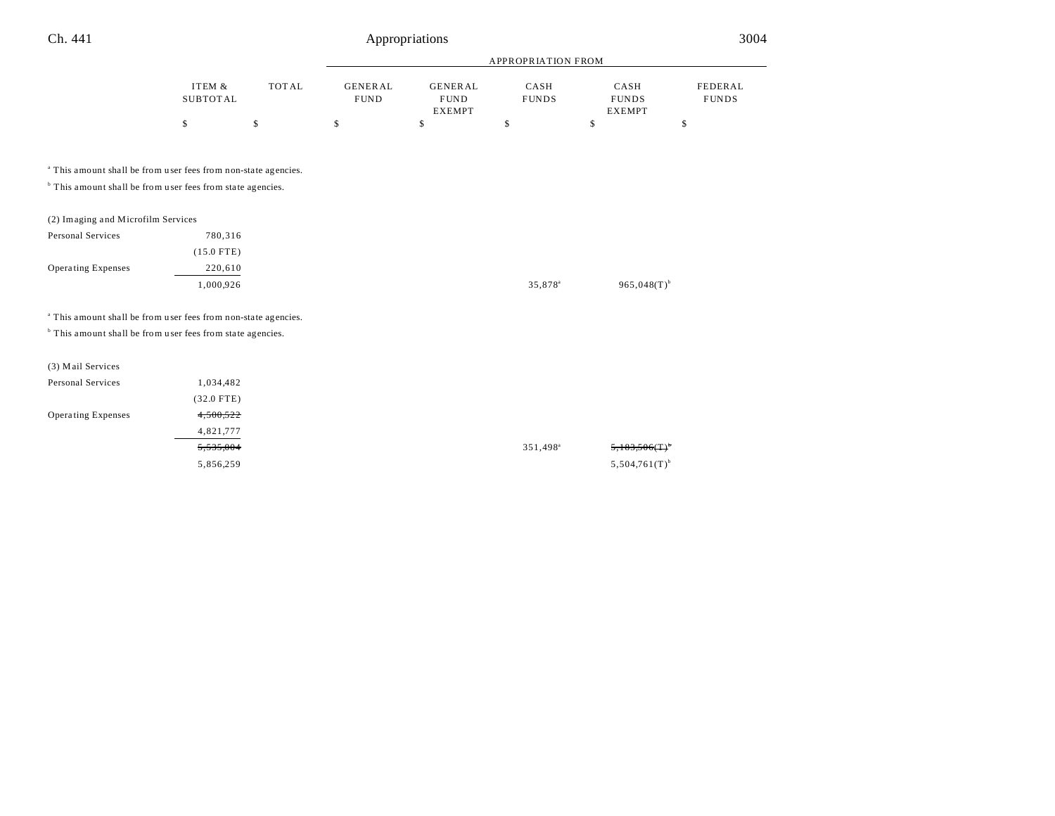| | ITEM & SUBTOTAL | TOTAL | GENERAL FUND | GENERAL FUND EXEMPT | CASH FUNDS | CASH FUNDS EXEMPT | FEDERAL FUNDS |
|---|---|---|---|---|---|---|---|
| | $ | $ | $ | $ | $ | $ | $ |

[a] This amount shall be from user fees from non-state agencies.

[b] This amount shall be from user fees from state agencies.

| | ITEM & SUBTOTAL | TOTAL | GENERAL FUND | GENERAL FUND EXEMPT | CASH FUNDS | CASH FUNDS EXEMPT | FEDERAL FUNDS |
|---|---|---|---|---|---|---|---|
| (2) Imaging and Microfilm Services | | | | | | | |
| Personal Services | 780,316 | | | | | | |
| | (15.0 FTE) | | | | | | |
| Operating Expenses | 220,610 | | | | | | |
| | 1,000,926 | | | | 35,878[a] | 965,048(T)[b] | |

[a] This amount shall be from user fees from non-state agencies.

[b] This amount shall be from user fees from state agencies.

| | ITEM & SUBTOTAL | TOTAL | GENERAL FUND | GENERAL FUND EXEMPT | CASH FUNDS | CASH FUNDS EXEMPT | FEDERAL FUNDS |
|---|---|---|---|---|---|---|---|
| (3) Mail Services | | | | | | | |
| Personal Services | 1,034,482 | | | | | | |
| | (32.0 FTE) | | | | | | |
| Operating Expenses | ~~4,500,522~~ | | | | | | |
| | 4,821,777 | | | | | | |
| | ~~5,535,004~~ | | | | 351,498[a] | ~~5,183,506(T)[b]~~ | |
| | 5,856,259 | | | | | 5,504,761(T)[b] | |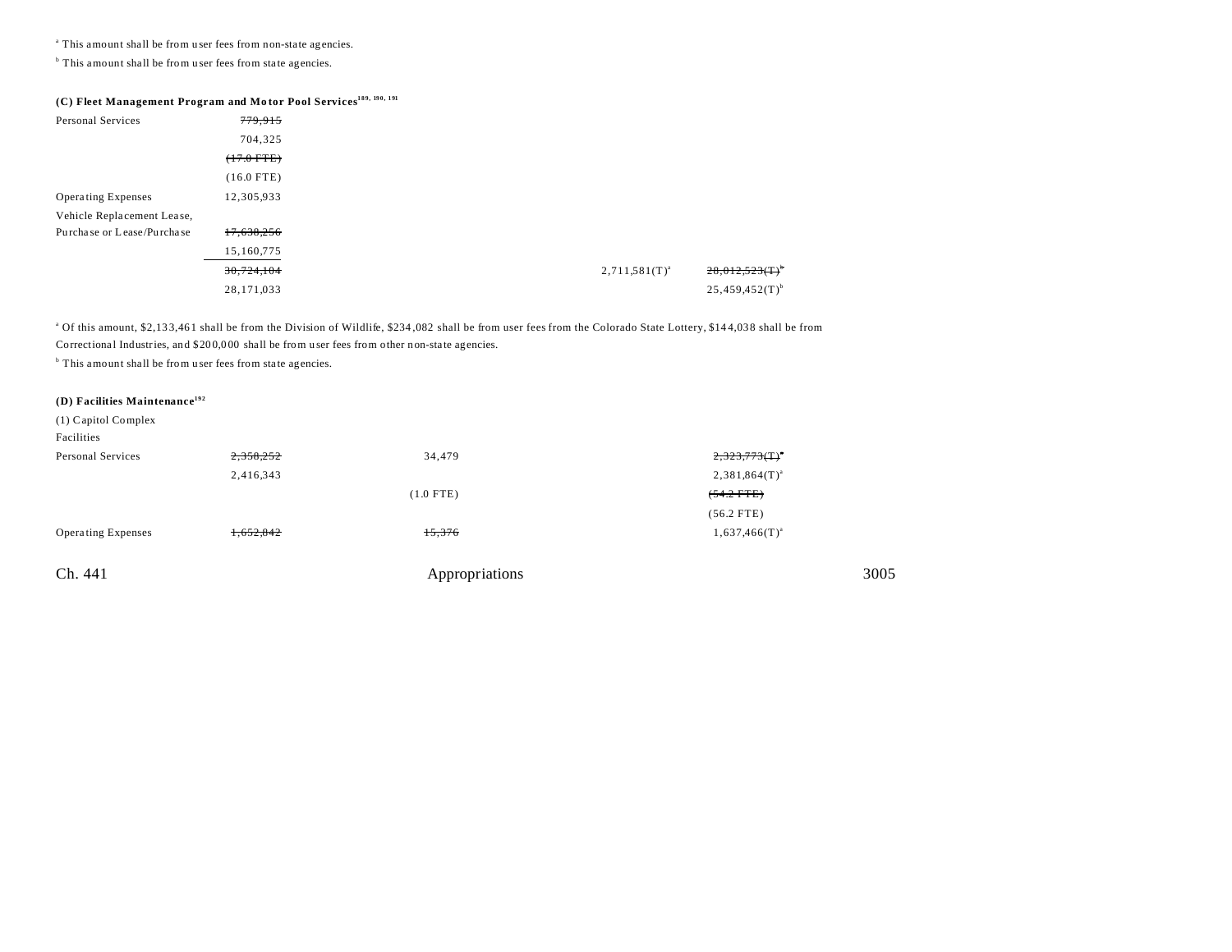[a] This amount shall be from user fees from non-state agencies.

[b] This amount shall be from user fees from state agencies.

**(C) Fleet Management Program and Motor Pool Services[189, 190, 191]**

| | | | | | |
|---|---|---|---|---|---|
| Personal Services | ~~779,915~~ | | | | |
| | 704,325 | | | | |
| | ~~(17.0 FTE)~~ | | | | |
| | (16.0 FTE) | | | | |
| Operating Expenses | 12,305,933 | | | | |
| Vehicle Replacement Lease, Purchase or Lease/Purchase | ~~17,638,256~~ | | | | |
| | 15,160,775 | | | | |
| | ~~30,724,104~~ | | | 2,711,581(T)[a] | ~~28,012,523(T)~~[b] |
| | 28,171,033 | | | | 25,459,452(T)[b] |

[a] Of this amount, $2,133,461 shall be from the Division of Wildlife, $234,082 shall be from user fees from the Colorado State Lottery, $144,038 shall be from Correctional Industries, and $200,000 shall be from user fees from other non-state agencies.

[b] This amount shall be from user fees from state agencies.

**(D) Facilities Maintenance[192]**

| | | | | | |
|---|---|---|---|---|---|
| (1) Capitol Complex Facilities | | | | | |
| Personal Services | ~~2,358,252~~ | 34,479 | | | ~~2,323,773(T)~~[a] |
| | 2,416,343 | | | | 2,381,864(T)[a] |
| | | (1.0 FTE) | | | ~~(54.2 FTE)~~ |
| | | | | | (56.2 FTE) |
| Operating Expenses | ~~1,652,842~~ | ~~15,376~~ | | | 1,637,466(T)[a] |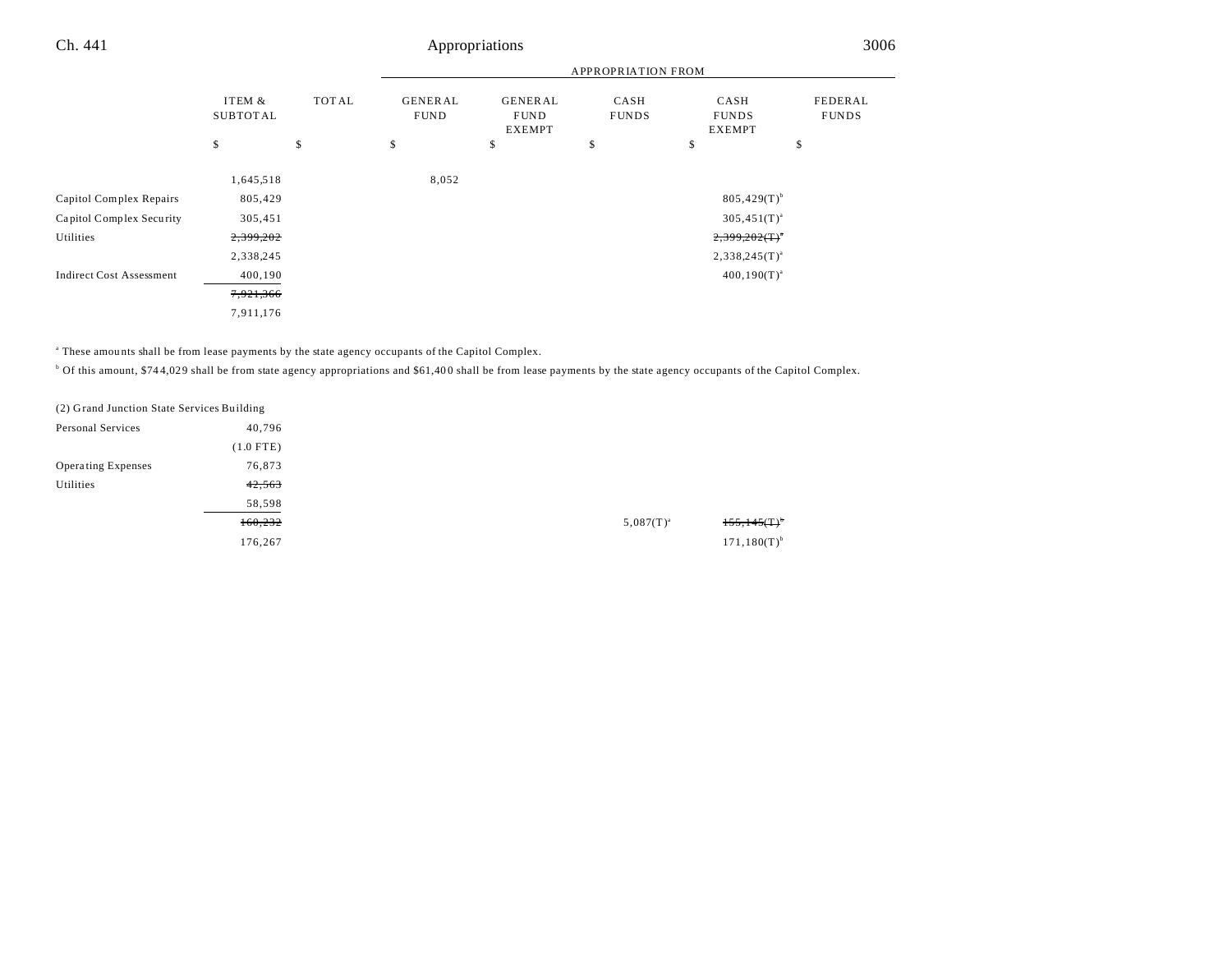| | ITEM & SUBTOTAL | TOTAL | APPROPRIATION FROM GENERAL FUND | APPROPRIATION FROM GENERAL FUND EXEMPT | APPROPRIATION FROM CASH FUNDS | APPROPRIATION FROM CASH FUNDS EXEMPT | APPROPRIATION FROM FEDERAL FUNDS |
|---|---|---|---|---|---|---|---|
| | $ | $ | $ | $ | $ | $ | $ |
| | 1,645,518 | | 8,052 | | | | |
| Capitol Complex Repairs | 805,429 | | | | | 805,429(T)[b] | |
| Capitol Complex Security | 305,451 | | | | | 305,451(T)[a] | |
| Utilities | ~~2,399,202~~ | | | | | ~~2,399,202(T)[a]~~ | |
| | 2,338,245 | | | | | 2,338,245(T)[a] | |
| Indirect Cost Assessment | 400,190 | | | | | 400,190(T)[a] | |
| | ~~7,921,366~~ | | | | | | |
| | 7,911,176 | | | | | | |

[a] These amounts shall be from lease payments by the state agency occupants of the Capitol Complex.

[b] Of this amount, $744,029 shall be from state agency appropriations and $61,400 shall be from lease payments by the state agency occupants of the Capitol Complex.

(2) Grand Junction State Services Building

| | ITEM & SUBTOTAL | TOTAL | GENERAL FUND | GENERAL FUND EXEMPT | CASH FUNDS | CASH FUNDS EXEMPT | FEDERAL FUNDS |
|---|---|---|---|---|---|---|---|
| Personal Services | 40,796 | | | | | | |
| | (1.0 FTE) | | | | | | |
| Operating Expenses | 76,873 | | | | | | |
| Utilities | ~~42,563~~ | | | | | | |
| | 58,598 | | | | | | |
| | ~~160,232~~ | | | | 5,087(T)[a] | ~~155,145(T)[b]~~ | |
| | 176,267 | | | | | 171,180(T)[b] | |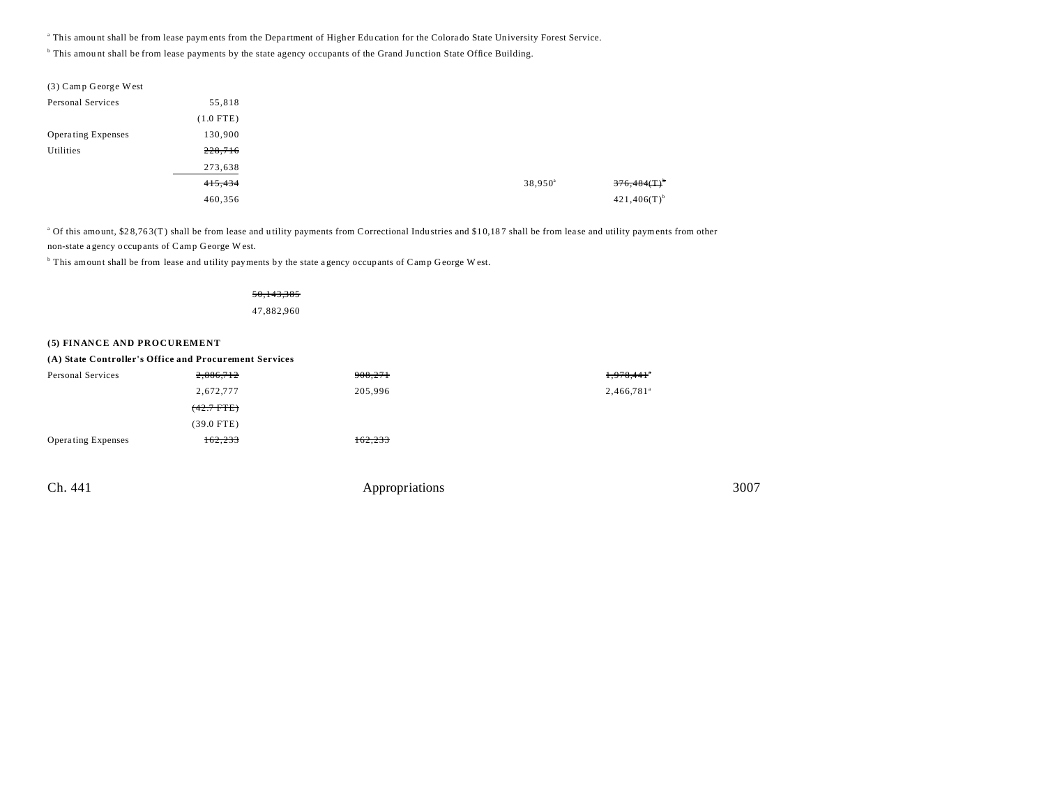[a] This amount shall be from lease payments from the Department of Higher Education for the Colorado State University Forest Service.

[b] This amount shall be from lease payments by the state agency occupants of the Grand Junction State Office Building.

| | | | | | |
|---|---|---|---|---|---|
| (3) Camp George West | | | | | |
| Personal Services | 55,818 | | | | |
| | (1.0 FTE) | | | | |
| Operating Expenses | 130,900 | | | | |
| Utilities | ~~228,716~~ | | | | |
| | 273,638 | | | | |
| | ~~415,434~~ | | | 38,950[a] | ~~376,484(T)~~[b] |
| | 460,356 | | | | 421,406(T)[b] |

[a] Of this amount, $28,763(T) shall be from lease and utility payments from Correctional Industries and $10,187 shall be from lease and utility payments from other non-state agency occupants of Camp George West.

[b] This amount shall be from lease and utility payments by the state agency occupants of Camp George West.

| | |
|---|---|
| | ~~50,143,385~~ |
| | 47,882,960 |

**(5) FINANCE AND PROCUREMENT**

**(A) State Controller's Office and Procurement Services**

| | | | | |
|---|---|---|---|---|
| Personal Services | ~~2,886,712~~ | ~~908,271~~ | | ~~1,978,441~~[a] |
| | 2,672,777 | 205,996 | | 2,466,781[a] |
| | ~~(42.7 FTE)~~ | | | |
| | (39.0 FTE) | | | |
| Operating Expenses | ~~162,233~~ | ~~162,233~~ | | |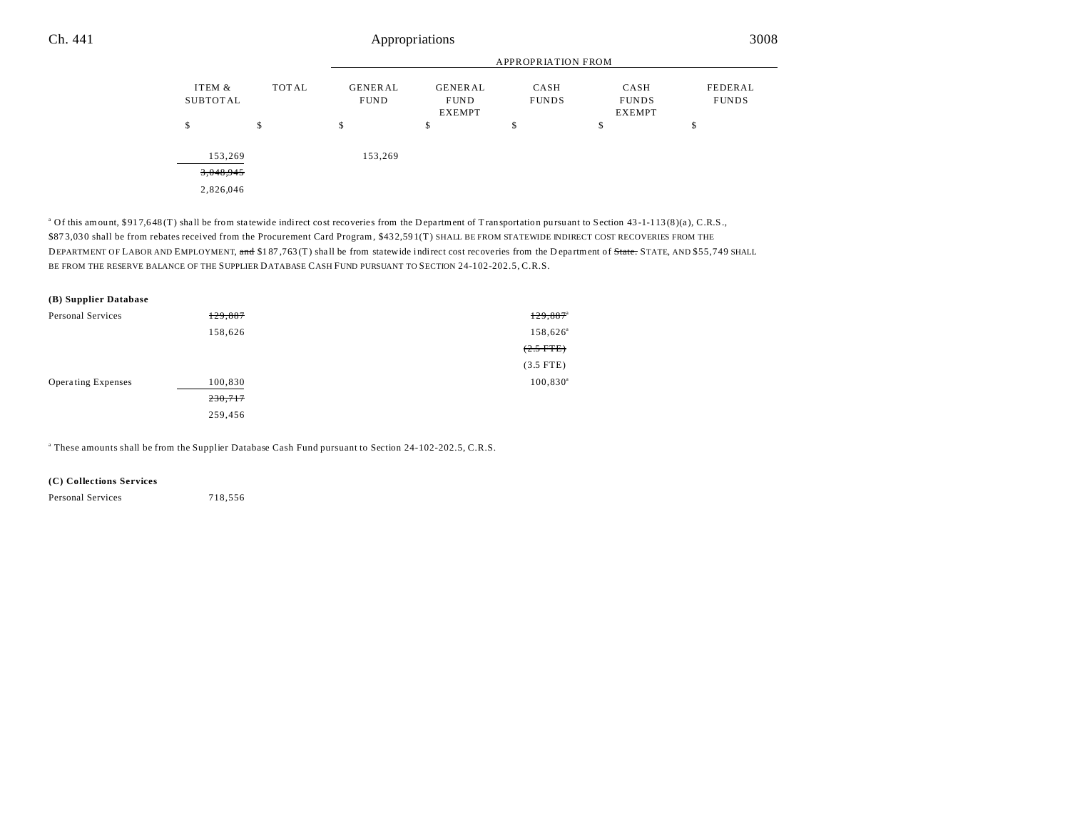| | ITEM & SUBTOTAL | TOTAL | GENERAL FUND | GENERAL FUND EXEMPT | CASH FUNDS | CASH FUNDS EXEMPT | FEDERAL FUNDS |
|---|---|---|---|---|---|---|---|
| | $ | $ | $ | $ | $ | $ | $ |
| | 153,269 | | 153,269 | | | | |
| | ~~3,048,945~~ | | | | | | |
| | 2,826,046 | | | | | | |

[a] Of this amount, $917,648(T) shall be from statewide indirect cost recoveries from the Department of Transportation pursuant to Section 43-1-113(8)(a), C.R.S., $873,030 shall be from rebates received from the Procurement Card Program, $432,591(T) SHALL BE FROM STATEWIDE INDIRECT COST RECOVERIES FROM THE DEPARTMENT OF LABOR AND EMPLOYMENT, ~~and~~ $187,763(T) shall be from statewide indirect cost recoveries from the Department of ~~State.~~ STATE, AND $55,749 SHALL BE FROM THE RESERVE BALANCE OF THE SUPPLIER DATABASE CASH FUND PURSUANT TO SECTION 24-102-202.5, C.R.S.

**(B) Supplier Database**

| | ITEM & SUBTOTAL | TOTAL | GENERAL FUND | GENERAL FUND EXEMPT | CASH FUNDS | CASH FUNDS EXEMPT | FEDERAL FUNDS |
|---|---|---|---|---|---|---|---|
| Personal Services | ~~129,887~~ | | | | ~~129,887~~[a] | | |
| | 158,626 | | | | 158,626[a] | | |
| | | | | | ~~(2.5 FTE)~~ | | |
| | | | | | (3.5 FTE) | | |
| Operating Expenses | 100,830 | | | | 100,830[a] | | |
| | ~~230,717~~ | | | | | | |
| | 259,456 | | | | | | |

[a] These amounts shall be from the Supplier Database Cash Fund pursuant to Section 24-102-202.5, C.R.S.

**(C) Collections Services**

| | ITEM & SUBTOTAL | TOTAL | GENERAL FUND | GENERAL FUND EXEMPT | CASH FUNDS | CASH FUNDS EXEMPT | FEDERAL FUNDS |
|---|---|---|---|---|---|---|---|
| Personal Services | 718,556 | | | | | | |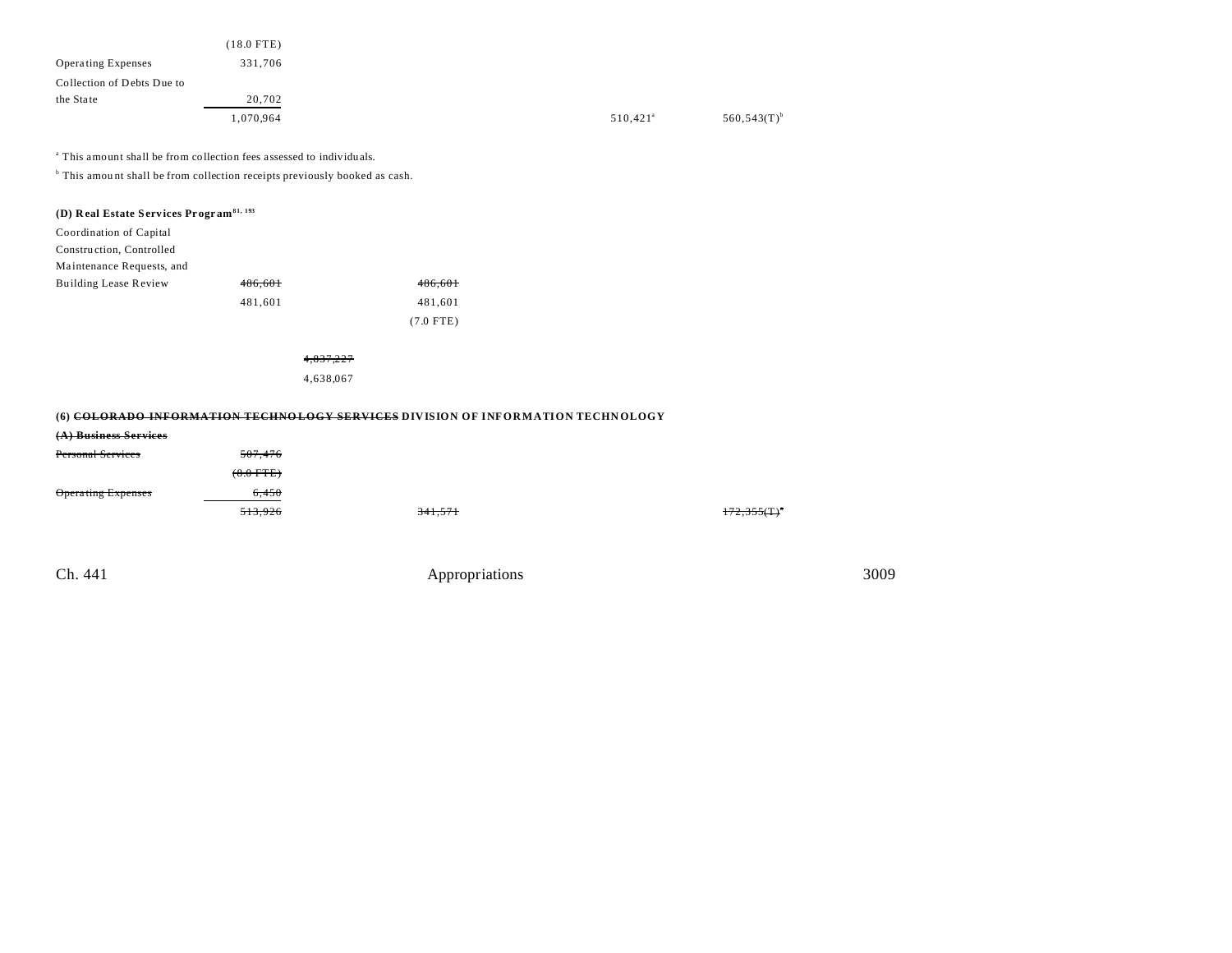| | | | | | | |
|---|---|---|---|---|---|---|
| | (18.0 FTE) | | | | | |
| Operating Expenses | 331,706 | | | | | |
| Collection of Debts Due to the State | 20,702 | | | | | |
| | 1,070,964 | | | | 510,421[a] | 560,543(T)[b] |

[a] This amount shall be from collection fees assessed to individuals.

[b] This amount shall be from collection receipts previously booked as cash.

**(D) Real Estate Services Program**[81, 193]

| | | | | | | |
|---|---|---|---|---|---|---|
| Coordination of Capital Construction, Controlled Maintenance Requests, and Building Lease Review | ~~486,601~~ | | ~~486,601~~ | | | |
| | 481,601 | | 481,601 | | | |
| | | | (7.0 FTE) | | | |
| | | ~~4,037,227~~ | | | | |
| | | 4,638,067 | | | | |

**(6) ~~COLORADO INFORMATION TECHNOLOGY SERVICES~~ DIVISION OF INFORMATION TECHNOLOGY**

**~~(A) Business Services~~**

| | | | | | | |
|---|---|---|---|---|---|---|
| ~~Personal Services~~ | ~~507,476~~ | | | | | |
| | ~~(8.0 FTE)~~ | | | | | |
| ~~Operating Expenses~~ | ~~6,450~~ | | | | | |
| | ~~513,926~~ | | ~~341,571~~ | | | ~~172,355(T)~~[a] |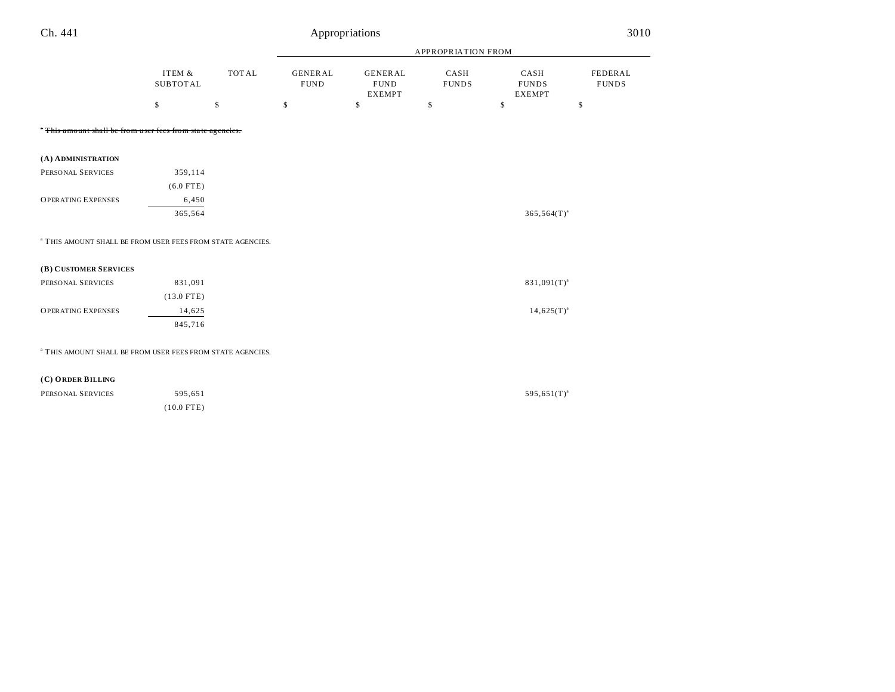| | ITEM & SUBTOTAL | TOTAL | APPROPRIATION FROM GENERAL FUND | GENERAL FUND EXEMPT | CASH FUNDS | CASH FUNDS EXEMPT | FEDERAL FUNDS |
|---|---|---|---|---|---|---|---|
| | $ | $ | $ | $ | $ | $ | $ |

[a] ~~This amount shall be from user fees from state agencies.~~

| | ITEM & SUBTOTAL | TOTAL | GENERAL FUND | GENERAL FUND EXEMPT | CASH FUNDS | CASH FUNDS EXEMPT | FEDERAL FUNDS |
|---|---|---|---|---|---|---|---|
| **(A) ADMINISTRATION** | | | | | | | |
| PERSONAL SERVICES | 359,114 | | | | | | |
| | (6.0 FTE) | | | | | | |
| OPERATING EXPENSES | 6,450 | | | | | | |
| | 365,564 | | | | | 365,564(T)[a] | |

[a] THIS AMOUNT SHALL BE FROM USER FEES FROM STATE AGENCIES.

| | ITEM & SUBTOTAL | TOTAL | GENERAL FUND | GENERAL FUND EXEMPT | CASH FUNDS | CASH FUNDS EXEMPT | FEDERAL FUNDS |
|---|---|---|---|---|---|---|---|
| **(B) CUSTOMER SERVICES** | | | | | | | |
| PERSONAL SERVICES | 831,091 | | | | | 831,091(T)[a] | |
| | (13.0 FTE) | | | | | | |
| OPERATING EXPENSES | 14,625 | | | | | 14,625(T)[a] | |
| | 845,716 | | | | | | |

[a] THIS AMOUNT SHALL BE FROM USER FEES FROM STATE AGENCIES.

| | ITEM & SUBTOTAL | TOTAL | GENERAL FUND | GENERAL FUND EXEMPT | CASH FUNDS | CASH FUNDS EXEMPT | FEDERAL FUNDS |
|---|---|---|---|---|---|---|---|
| **(C) ORDER BILLING** | | | | | | | |
| PERSONAL SERVICES | 595,651 | | | | | 595,651(T)[a] | |
| | (10.0 FTE) | | | | | | |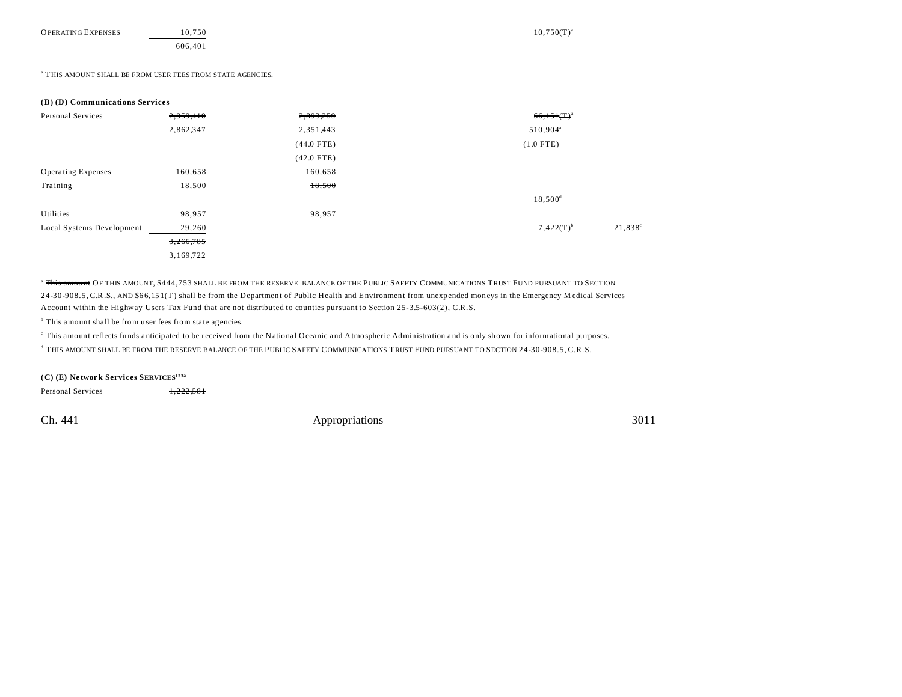| | | | | |
|---|---|---|---|---|
| OPERATING EXPENSES | 10,750 | | 10,750(T)[a] | |
| | 606,401 | | | |

[a] THIS AMOUNT SHALL BE FROM USER FEES FROM STATE AGENCIES.

**~~(B)~~ (D) Communications Services**

| | | | | |
|---|---|---|---|---|
| Personal Services | ~~2,959,410~~ | ~~2,893,259~~ | ~~66,151(T)~~[a] | |
| | 2,862,347 | 2,351,443 | 510,904[a] | |
| | | ~~(44.0 FTE)~~ | (1.0 FTE) | |
| | | (42.0 FTE) | | |
| Operating Expenses | 160,658 | 160,658 | | |
| Training | 18,500 | ~~18,500~~ | | |
| | | | 18,500[d] | |
| Utilities | 98,957 | 98,957 | | |
| Local Systems Development | 29,260 | | 7,422(T)[b] | 21,838[c] |
| | ~~3,266,785~~ | | | |
| | 3,169,722 | | | |

[a] ~~This amount~~ OF THIS AMOUNT, $444,753 SHALL BE FROM THE RESERVE BALANCE OF THE PUBLIC SAFETY COMMUNICATIONS TRUST FUND PURSUANT TO SECTION 24-30-908.5, C.R.S., AND $66,151(T) shall be from the Department of Public Health and Environment from unexpended moneys in the Emergency Medical Services Account within the Highway Users Tax Fund that are not distributed to counties pursuant to Section 25-3.5-603(2), C.R.S.

[b] This amount shall be from user fees from state agencies.

[c] This amount reflects funds anticipated to be received from the National Oceanic and Atmospheric Administration and is only shown for informational purposes.

[d] THIS AMOUNT SHALL BE FROM THE RESERVE BALANCE OF THE PUBLIC SAFETY COMMUNICATIONS TRUST FUND PURSUANT TO SECTION 24-30-908.5, C.R.S.

**~~(C)~~ (E) Network ~~Services~~ SERVICES[133a]**

| | |
|---|---|
| Personal Services | ~~1,222,581~~ |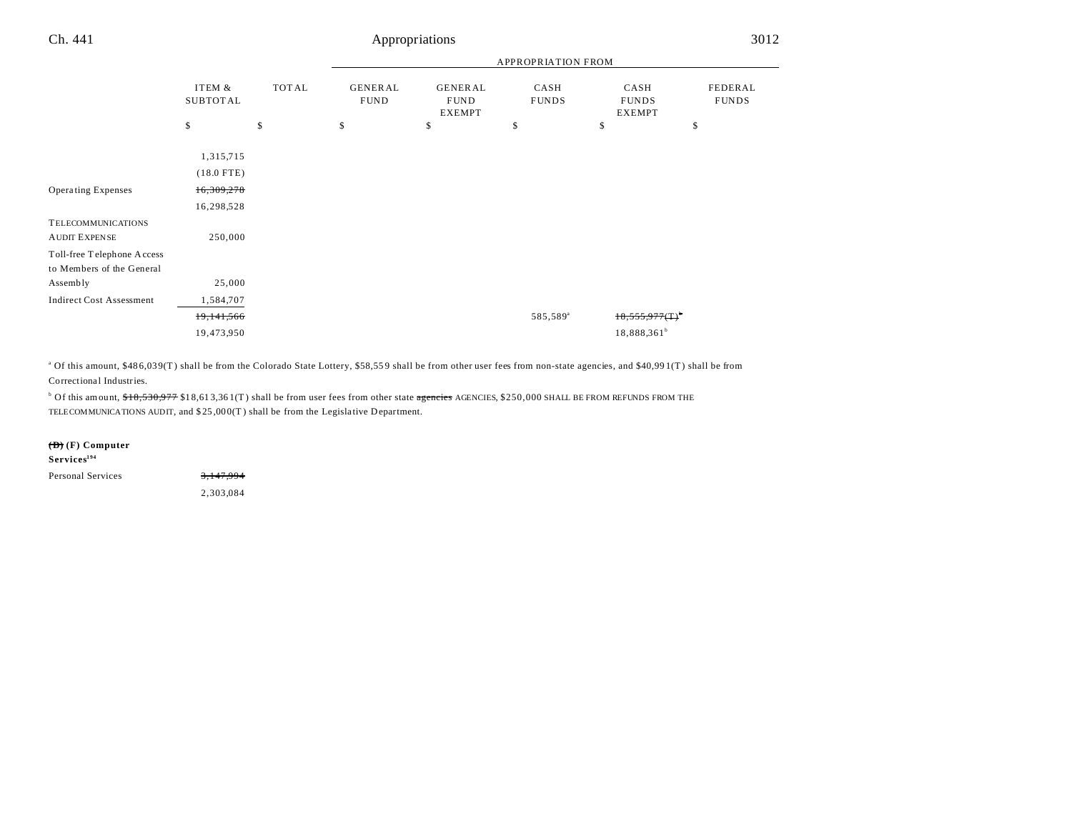| | ITEM & SUBTOTAL | TOTAL | GENERAL FUND | GENERAL FUND EXEMPT | CASH FUNDS | CASH FUNDS EXEMPT | FEDERAL FUNDS |
|---|---|---|---|---|---|---|---|
| | | | APPROPRIATION FROM | | | | |
| | $ | $ | $ | $ | $ | $ | $ |
| | 1,315,715 | | | | | | |
| | (18.0 FTE) | | | | | | |
| Operating Expenses | ~~16,309,278~~ | | | | | | |
| | 16,298,528 | | | | | | |
| TELECOMMUNICATIONS AUDIT EXPENSE | 250,000 | | | | | | |
| Toll-free Telephone Access to Members of the General Assembly | 25,000 | | | | | | |
| Indirect Cost Assessment | 1,584,707 | | | | | | |
| | ~~19,141,566~~ | | | | 585,589[a] | ~~18,555,977(T)~~[b] | |
| | 19,473,950 | | | | | 18,888,361[b] | |

[a] Of this amount, $486,039(T) shall be from the Colorado State Lottery, $58,559 shall be from other user fees from non-state agencies, and $40,991(T) shall be from Correctional Industries.

[b] Of this amount, ~~$18,530,977~~ $18,613,361(T) shall be from user fees from other state ~~agencies~~ AGENCIES, $250,000 SHALL BE FROM REFUNDS FROM THE TELECOMMUNICATIONS AUDIT, and $25,000(T) shall be from the Legislative Department.

**~~(D)~~ (F) Computer Services[194]**

| | ITEM & SUBTOTAL |
|---|---|
| Personal Services | ~~3,147,994~~ |
| | 2,303,084 |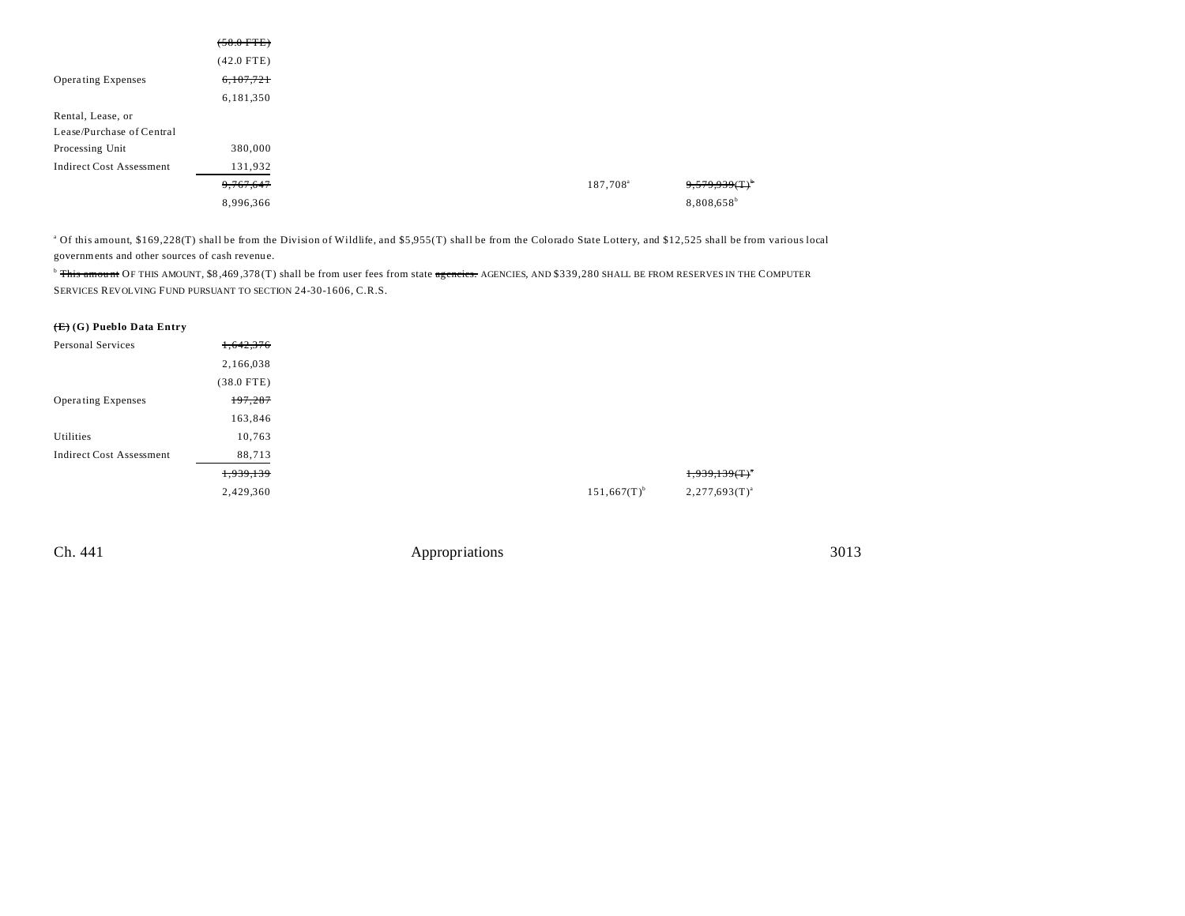| | | | |
|---|---|---|---|
| | ~~(58.0 FTE)~~ | | |
| | (42.0 FTE) | | |
| Operating Expenses | ~~6,107,721~~ | | |
| | 6,181,350 | | |
| Rental, Lease, or Lease/Purchase of Central Processing Unit | 380,000 | | |
| Indirect Cost Assessment | 131,932 | | |
| | ~~9,767,647~~ | 187,708[a] | ~~9,579,939(T)~~[b] |
| | 8,996,366 | | 8,808,658[b] |

[a] Of this amount, $169,228(T) shall be from the Division of Wildlife, and $5,955(T) shall be from the Colorado State Lottery, and $12,525 shall be from various local governments and other sources of cash revenue.

[b] ~~This amount~~ OF THIS AMOUNT, $8,469,378(T) shall be from user fees from state ~~agencies.~~ AGENCIES, AND $339,280 SHALL BE FROM RESERVES IN THE COMPUTER SERVICES REVOLVING FUND PURSUANT TO SECTION 24-30-1606, C.R.S.

**~~(E)~~ (G) Pueblo Data Entry**

| | | | |
|---|---|---|---|
| Personal Services | ~~1,642,376~~ | | |
| | 2,166,038 | | |
| | (38.0 FTE) | | |
| Operating Expenses | ~~197,287~~ | | |
| | 163,846 | | |
| Utilities | 10,763 | | |
| Indirect Cost Assessment | 88,713 | | |
| | ~~1,939,139~~ | | ~~1,939,139(T)~~[a] |
| | 2,429,360 | 151,667(T)[b] | 2,277,693(T)[a] |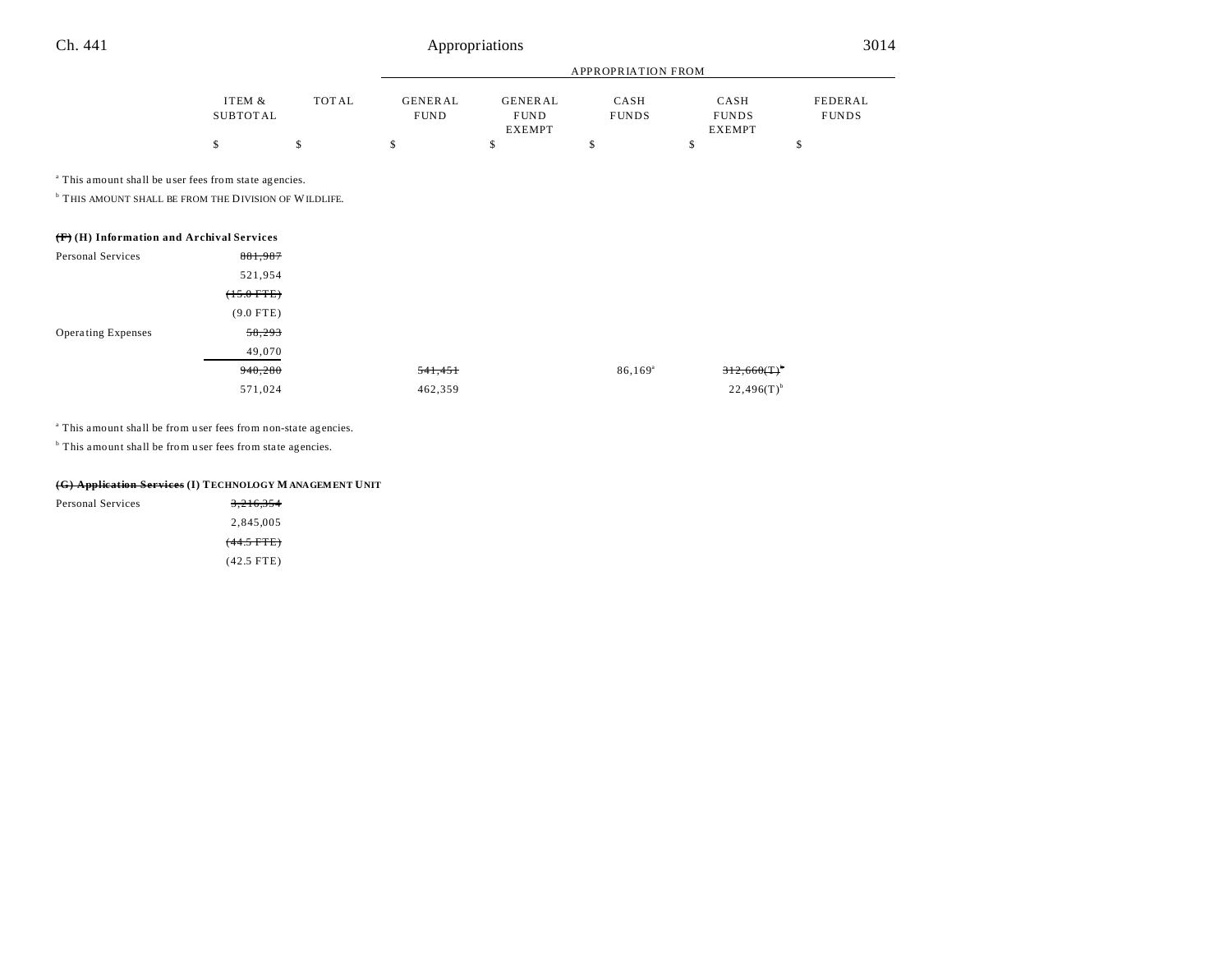| | ITEM & SUBTOTAL | TOTAL | APPROPRIATION FROM GENERAL FUND | GENERAL FUND EXEMPT | CASH FUNDS | CASH FUNDS EXEMPT | FEDERAL FUNDS |
|---|---|---|---|---|---|---|---|
| | $ | $ | $ | $ | $ | $ | $ |

[a] This amount shall be user fees from state agencies.

[b] THIS AMOUNT SHALL BE FROM THE DIVISION OF WILDLIFE.

**~~(F)~~ (H) Information and Archival Services**

| | ITEM & SUBTOTAL | TOTAL | GENERAL FUND | GENERAL FUND EXEMPT | CASH FUNDS | CASH FUNDS EXEMPT | FEDERAL FUNDS |
|---|---|---|---|---|---|---|---|
| Personal Services | ~~881,987~~ | | | | | | |
| | 521,954 | | | | | | |
| | ~~(15.0 FTE)~~ | | | | | | |
| | (9.0 FTE) | | | | | | |
| Operating Expenses | ~~58,293~~ | | | | | | |
| | 49,070 | | | | | | |
| | ~~940,280~~ | | ~~541,451~~ | | 86,169[a] | ~~312,660(T)~~[b] | |
| | 571,024 | | 462,359 | | | 22,496(T)[b] | |

[a] This amount shall be from user fees from non-state agencies.

[b] This amount shall be from user fees from state agencies.

**~~(G) Application Services~~ (I) TECHNOLOGY MANAGEMENT UNIT**

| | ITEM & SUBTOTAL | TOTAL | GENERAL FUND | GENERAL FUND EXEMPT | CASH FUNDS | CASH FUNDS EXEMPT | FEDERAL FUNDS |
|---|---|---|---|---|---|---|---|
| Personal Services | ~~3,216,354~~ | | | | | | |
| | 2,845,005 | | | | | | |
| | ~~(44.5 FTE)~~ | | | | | | |
| | (42.5 FTE) | | | | | | |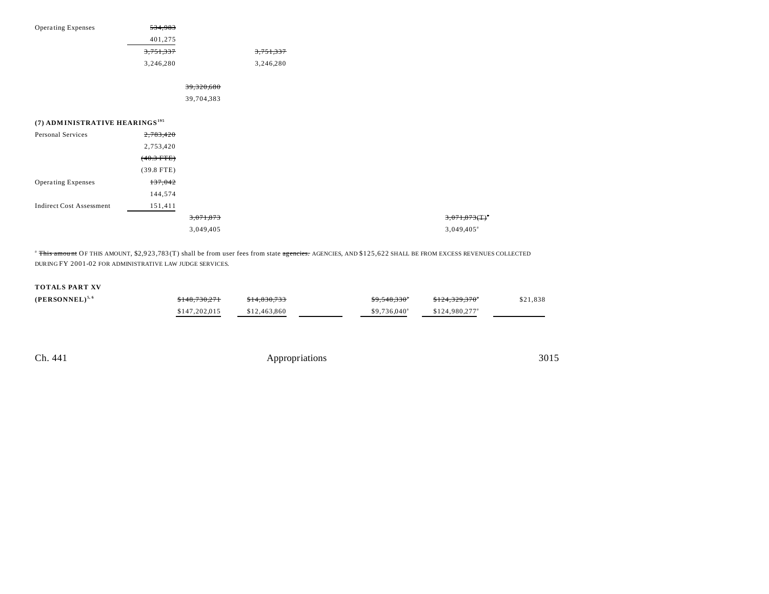| | | | | | | |
|---|---|---|---|---|---|---|
| Operating Expenses | ~~534,983~~ | | | | | |
| | 401,275 | | | | | |
| | ~~3,751,337~~ | | ~~3,751,337~~ | | | |
| | 3,246,280 | | 3,246,280 | | | |
| | | ~~39,320,680~~ | | | | |
| | | 39,704,383 | | | | |

**(7) ADMINISTRATIVE HEARINGS**[195]

| | | | | | | |
|---|---|---|---|---|---|---|
| Personal Services | ~~2,783,420~~ | | | | | |
| | 2,753,420 | | | | | |
| | ~~(40.3 FTE)~~ | | | | | |
| | (39.8 FTE) | | | | | |
| Operating Expenses | ~~137,042~~ | | | | | |
| | 144,574 | | | | | |
| Indirect Cost Assessment | 151,411 | | | | | |
| | | ~~3,071,873~~ | | | ~~3,071,873(T)~~[a] | |
| | | 3,049,405 | | | 3,049,405[a] | |

[a] ~~This amount~~ OF THIS AMOUNT, $2,923,783(T) shall be from user fees from state ~~agencies.~~ AGENCIES, AND $125,622 SHALL BE FROM EXCESS REVENUES COLLECTED DURING FY 2001-02 FOR ADMINISTRATIVE LAW JUDGE SERVICES.

| | | | | | | |
|---|---|---|---|---|---|---|
| **TOTALS PART XV** | | | | | | |
| **(PERSONNEL)**[5, 6] | ~~$148,730,271~~ | ~~$14,830,733~~ | | ~~$9,548,330~~[a] | ~~$124,329,370~~[a] | $21,838 |
| | $147,202,015 | $12,463,860 | | $9,736,040[a] | $124,980,277[a] | |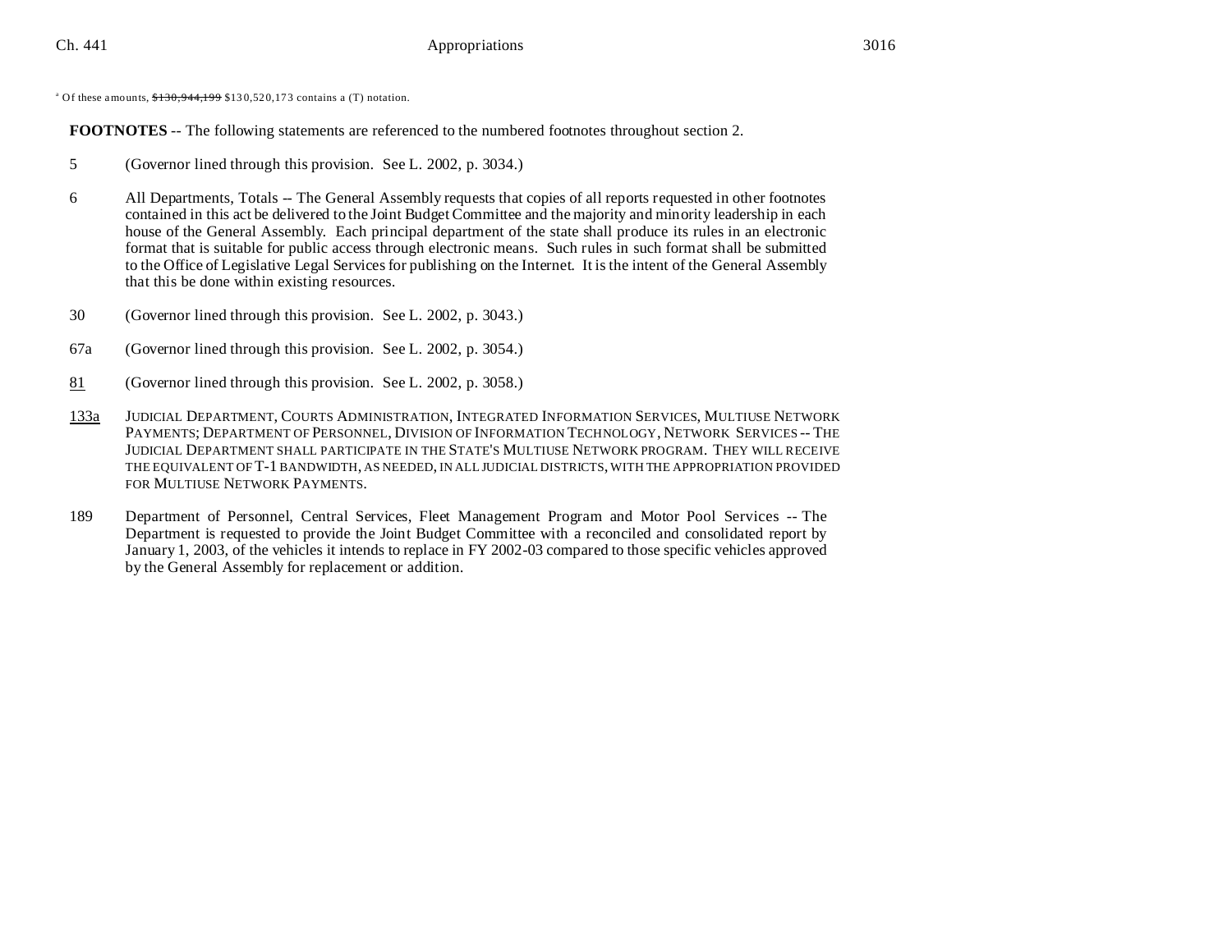[a] Of these amounts, ~~$130,944,199~~ $130,520,173 contains a (T) notation.

**FOOTNOTES** -- The following statements are referenced to the numbered footnotes throughout section 2.

5 (Governor lined through this provision. See L. 2002, p. 3034.)

6 All Departments, Totals -- The General Assembly requests that copies of all reports requested in other footnotes contained in this act be delivered to the Joint Budget Committee and the majority and minority leadership in each house of the General Assembly. Each principal department of the state shall produce its rules in an electronic format that is suitable for public access through electronic means. Such rules in such format shall be submitted to the Office of Legislative Legal Services for publishing on the Internet. It is the intent of the General Assembly that this be done within existing resources.

30 (Governor lined through this provision. See L. 2002, p. 3043.)

67a (Governor lined through this provision. See L. 2002, p. 3054.)

<u>81</u> (Governor lined through this provision. See L. 2002, p. 3058.)

<u>133a</u> JUDICIAL DEPARTMENT, COURTS ADMINISTRATION, INTEGRATED INFORMATION SERVICES, MULTIUSE NETWORK PAYMENTS; DEPARTMENT OF PERSONNEL, DIVISION OF INFORMATION TECHNOLOGY, NETWORK SERVICES -- THE JUDICIAL DEPARTMENT SHALL PARTICIPATE IN THE STATE'S MULTIUSE NETWORK PROGRAM. THEY WILL RECEIVE THE EQUIVALENT OF T-1 BANDWIDTH, AS NEEDED, IN ALL JUDICIAL DISTRICTS, WITH THE APPROPRIATION PROVIDED FOR MULTIUSE NETWORK PAYMENTS.

189 Department of Personnel, Central Services, Fleet Management Program and Motor Pool Services -- The Department is requested to provide the Joint Budget Committee with a reconciled and consolidated report by January 1, 2003, of the vehicles it intends to replace in FY 2002-03 compared to those specific vehicles approved by the General Assembly for replacement or addition.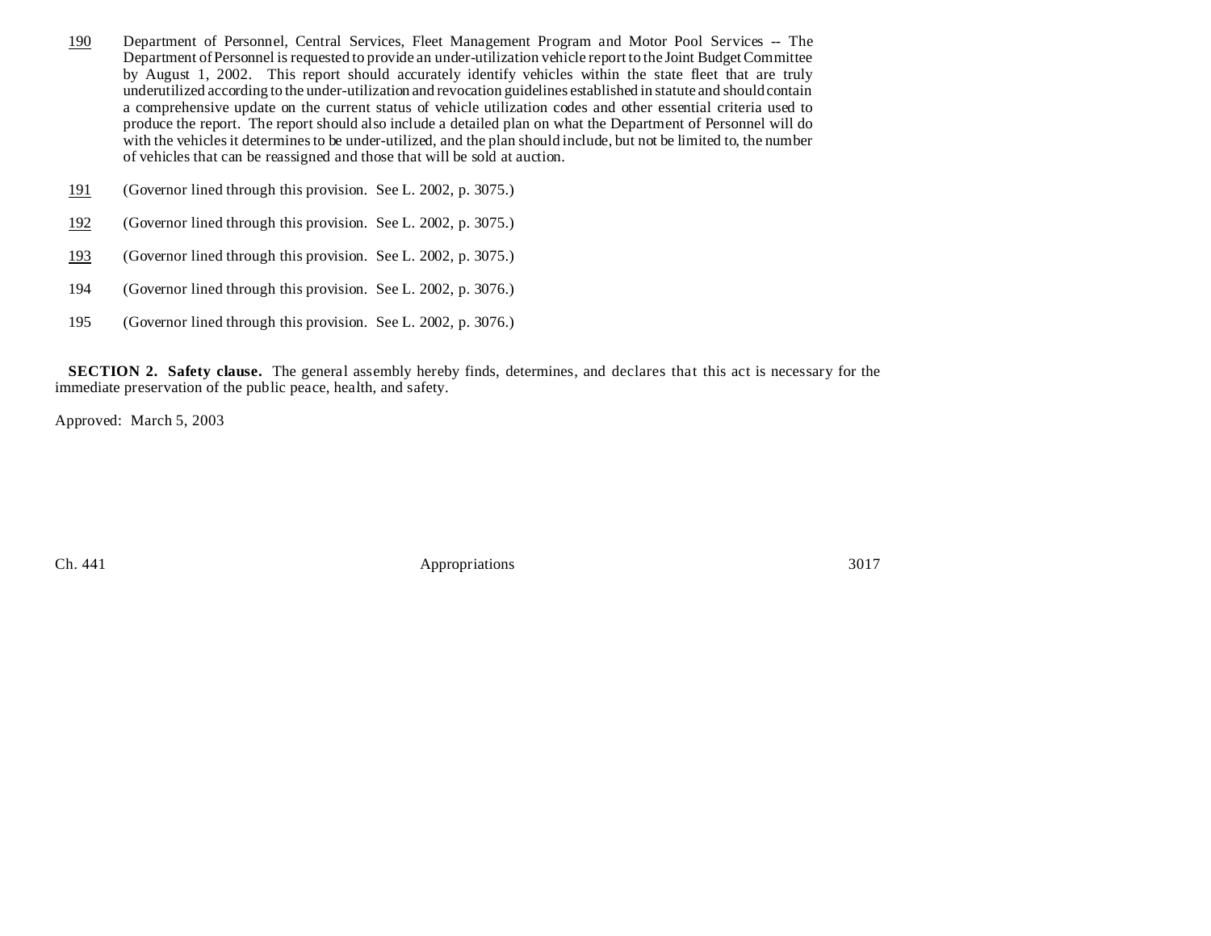190 Department of Personnel, Central Services, Fleet Management Program and Motor Pool Services -- The Department of Personnel is requested to provide an under-utilization vehicle report to the Joint Budget Committee by August 1, 2002. This report should accurately identify vehicles within the state fleet that are truly underutilized according to the under-utilization and revocation guidelines established in statute and should contain a comprehensive update on the current status of vehicle utilization codes and other essential criteria used to produce the report. The report should also include a detailed plan on what the Department of Personnel will do with the vehicles it determines to be under-utilized, and the plan should include, but not be limited to, the number of vehicles that can be reassigned and those that will be sold at auction.

191 (Governor lined through this provision. See L. 2002, p. 3075.)

192 (Governor lined through this provision. See L. 2002, p. 3075.)

193 (Governor lined through this provision. See L. 2002, p. 3075.)

194 (Governor lined through this provision. See L. 2002, p. 3076.)

195 (Governor lined through this provision. See L. 2002, p. 3076.)

**SECTION 2. Safety clause.** The general assembly hereby finds, determines, and declares that this act is necessary for the immediate preservation of the public peace, health, and safety.

Approved: March 5, 2003